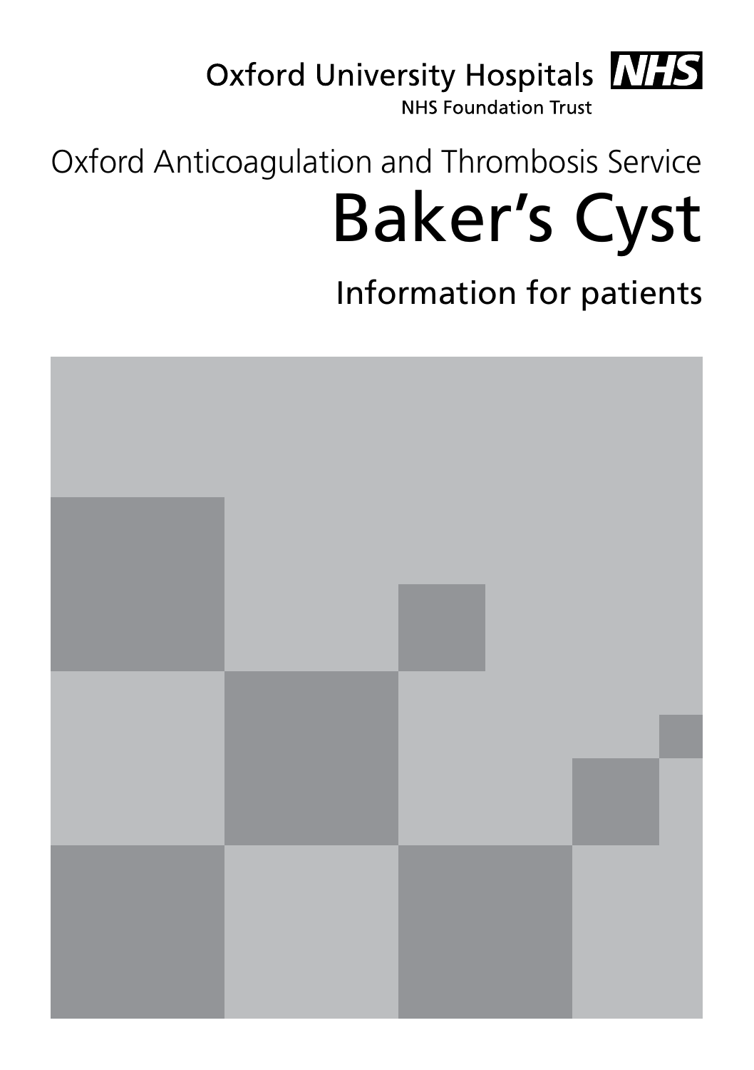Oxford University Hospitals NHS

NHS Foundation Trust

Oxford Anticoagulation and Thrombosis Service

# Baker's Cyst

## Information for patients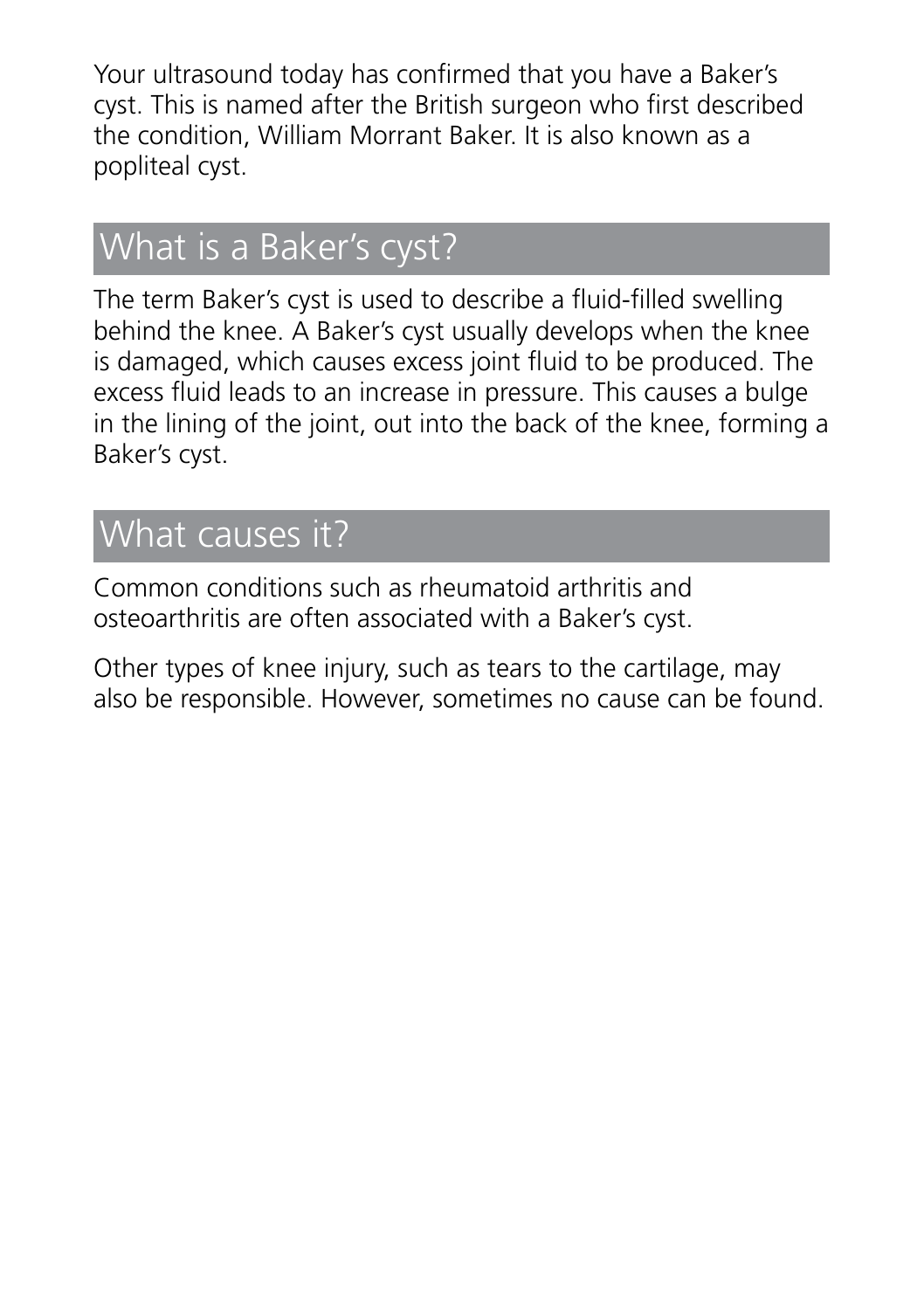Your ultrasound today has confirmed that you have a Baker's cyst. This is named after the British surgeon who first described the condition, William Morrant Baker. It is also known as a popliteal cyst.

## What is a Baker's cyst?

The term Baker's cyst is used to describe a fluid-filled swelling behind the knee. A Baker's cyst usually develops when the knee is damaged, which causes excess joint fluid to be produced. The excess fluid leads to an increase in pressure. This causes a bulge in the lining of the joint, out into the back of the knee, forming a Baker's cyst.

## What causes it?

Common conditions such as rheumatoid arthritis and osteoarthritis are often associated with a Baker's cyst.

Other types of knee injury, such as tears to the cartilage, may also be responsible. However, sometimes no cause can be found.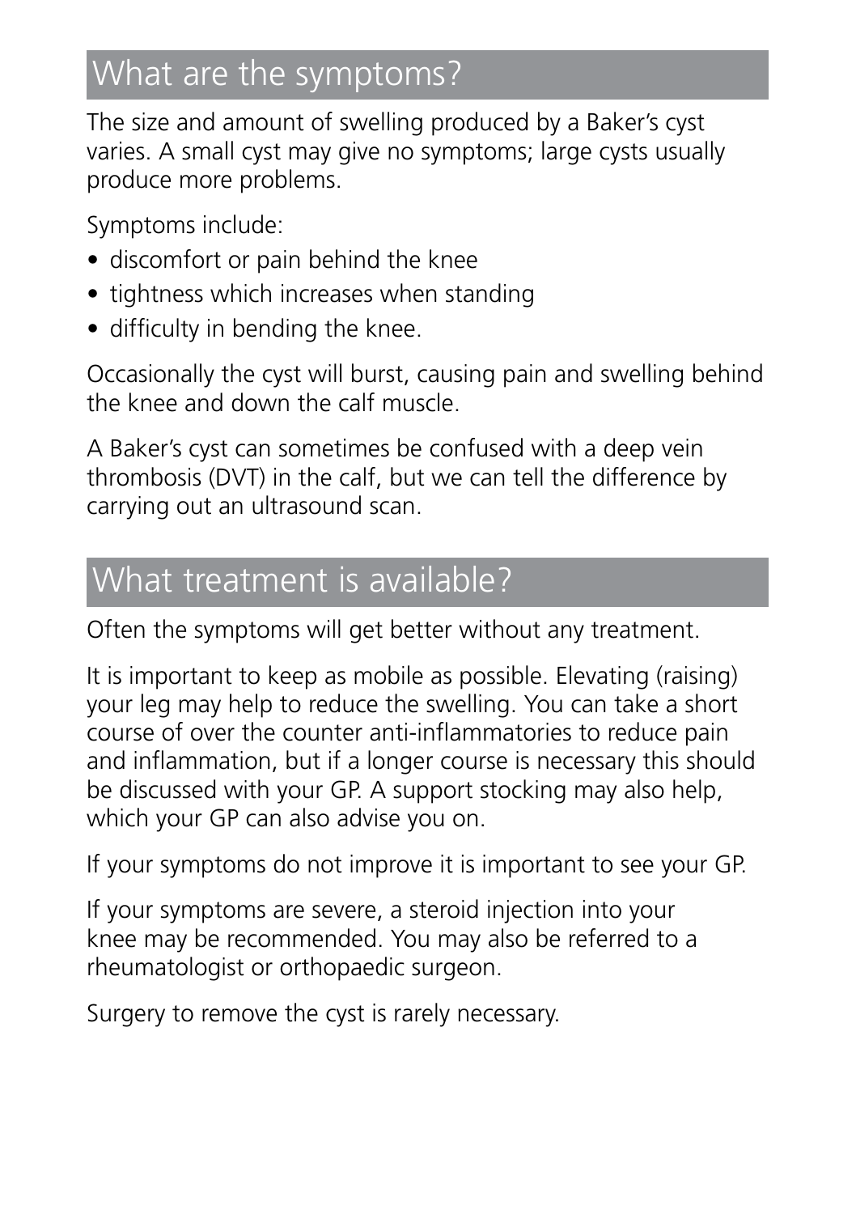## What are the symptoms?

The size and amount of swelling produced by a Baker's cyst varies. A small cyst may give no symptoms; large cysts usually produce more problems.

Symptoms include:

- discomfort or pain behind the knee
- tightness which increases when standing
- difficulty in bending the knee.

Occasionally the cyst will burst, causing pain and swelling behind the knee and down the calf muscle.

A Baker's cyst can sometimes be confused with a deep vein thrombosis (DVT) in the calf, but we can tell the difference by carrying out an ultrasound scan.

## What treatment is available?

Often the symptoms will get better without any treatment.

It is important to keep as mobile as possible. Elevating (raising) your leg may help to reduce the swelling. You can take a short course of over the counter anti-inflammatories to reduce pain and inflammation, but if a longer course is necessary this should be discussed with your GP. A support stocking may also help, which your GP can also advise you on.

If your symptoms do not improve it is important to see your GP.

If your symptoms are severe, a steroid injection into your knee may be recommended. You may also be referred to a rheumatologist or orthopaedic surgeon.

Surgery to remove the cyst is rarely necessary.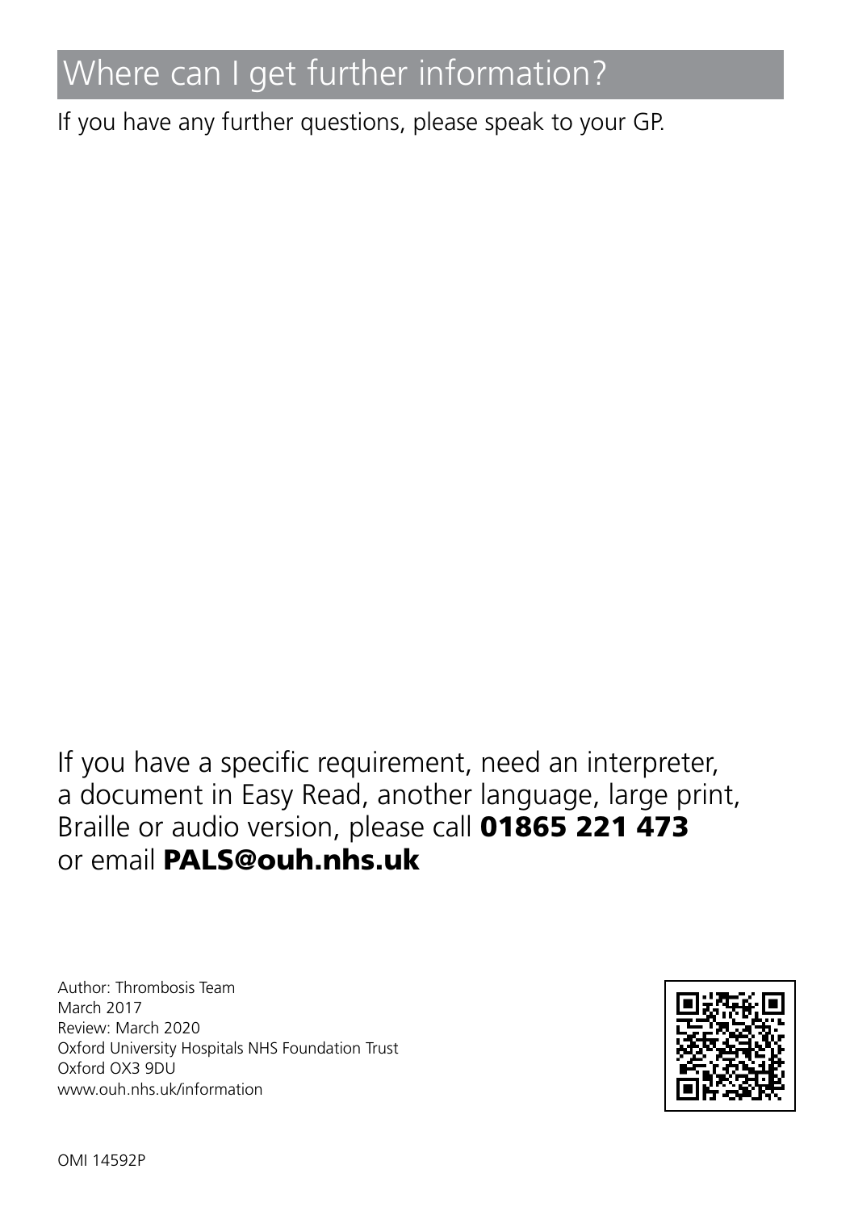## Where can I get further information?

If you have any further questions, please speak to your GP.

If you have a specific requirement, need an interpreter, a document in Easy Read, another language, large print, Braille or audio version, please call **01865 221 473** or email **PALS@ouh.nhs.uk**

Author: Thrombosis Team
March 2017
Review: March 2020
Oxford University Hospitals NHS Foundation Trust
Oxford OX3 9DU
www.ouh.nhs.uk/information

OMI 14592P